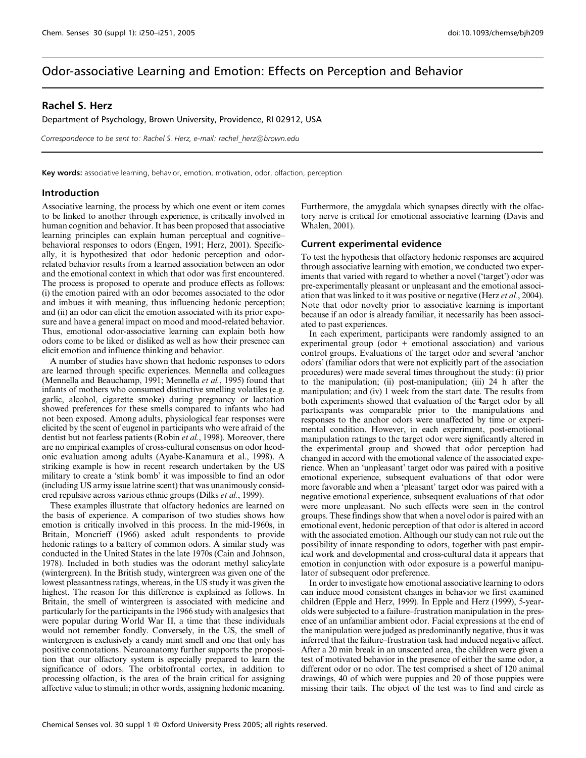# Odor-associative Learning and Emotion: Effects on Perception and Behavior

## Rachel S. Herz

Department of Psychology, Brown University, Providence, RI 02912, USA

*Correspondence to be sent to: Rachel S. Herz, e-mail: rachel_herz@brown.edu*

**Key words:** associative learning, behavior, emotion, motivation, odor, olfaction, perception

## Introduction

Associative learning, the process by which one event or item comes to be linked to another through experience, is critically involved in human cognition and behavior. It has been proposed that associative learning principles can explain human perceptual and cognitive–behavioral responses to odors (Engen, 1991; Herz, 2001). Specifically, it is hypothesized that odor hedonic perception and odor-related behavior results from a learned association between an odor and the emotional context in which that odor was first encountered. The process is proposed to operate and produce effects as follows: (i) the emotion paired with an odor becomes associated to the odor and imbues it with meaning, thus influencing hedonic perception; and (ii) an odor can elicit the emotion associated with its prior exposure and have a general impact on mood and mood-related behavior. Thus, emotional odor-associative learning can explain both how odors come to be liked or disliked as well as how their presence can elicit emotion and influence thinking and behavior.

A number of studies have shown that hedonic responses to odors are learned through specific experiences. Mennella and colleagues (Mennella and Beauchamp, 1991; Mennella *et al.*, 1995) found that infants of mothers who consumed distinctive smelling volatiles (e.g. garlic, alcohol, cigarette smoke) during pregnancy or lactation showed preferences for these smells compared to infants who had not been exposed. Among adults, physiological fear responses were elicited by the scent of eugenol in participants who were afraid of the dentist but not fearless patients (Robin *et al.*, 1998). Moreover, there are no empirical examples of cross-cultural consensus on odor heodonic evaluation among adults (Ayabe-Kanamura et al., 1998). A striking example is how in recent research undertaken by the US military to create a 'stink bomb' it was impossible to find an odor (including US army issue latrine scent) that was unanimously considered repulsive across various ethnic groups (Dilks *et al.*, 1999).

These examples illustrate that olfactory hedonics are learned on the basis of experience. A comparison of two studies shows how emotion is critically involved in this process. In the mid-1960s, in Britain, Moncrieff (1966) asked adult respondents to provide hedonic ratings to a battery of common odors. A similar study was conducted in the United States in the late 1970s (Cain and Johnson, 1978). Included in both studies was the odorant methyl salicylate (wintergreen). In the British study, wintergreen was given one of the lowest pleasantness ratings, whereas, in the US study it was given the highest. The reason for this difference is explained as follows. In Britain, the smell of wintergreen is associated with medicine and particularly for the participants in the 1966 study with analgesics that were popular during World War II, a time that these individuals would not remember fondly. Conversely, in the US, the smell of wintergreen is exclusively a candy mint smell and one that only has positive connotations. Neuroanatomy further supports the proposition that our olfactory system is especially prepared to learn the significance of odors. The orbitofrontal cortex, in addition to processing olfaction, is the area of the brain critical for assigning affective value to stimuli; in other words, assigning hedonic meaning. Furthermore, the amygdala which synapses directly with the olfactory nerve is critical for emotional associative learning (Davis and Whalen, 2001).

### Current experimental evidence

To test the hypothesis that olfactory hedonic responses are acquired through associative learning with emotion, we conducted two experiments that varied with regard to whether a novel ('target') odor was pre-experimentally pleasant or unpleasant and the emotional association that was linked to it was positive or negative (Herz *et al.*, 2004). Note that odor novelty prior to associative learning is important because if an odor is already familiar, it necessarily has been associated to past experiences.

In each experiment, participants were randomly assigned to an experimental group (odor + emotional association) and various control groups. Evaluations of the target odor and several 'anchor odors' (familiar odors that were not explicitly part of the association procedures) were made several times throughout the study: (i) prior to the manipulation; (ii) post-manipulation; (iii) 24 h after the manipulation; and (iv) 1 week from the start date. The results from both experiments showed that evaluation of the target odor by all participants was comparable prior to the manipulations and responses to the anchor odors were unaffected by time or experimental condition. However, in each experiment, post-emotional manipulation ratings to the target odor were significantly altered in the experimental group and showed that odor perception had changed in accord with the emotional valence of the associated experience. When an 'unpleasant' target odor was paired with a positive emotional experience, subsequent evaluations of that odor were more favorable and when a 'pleasant' target odor was paired with a negative emotional experience, subsequent evaluations of that odor were more unpleasant. No such effects were seen in the control groups. These findings show that when a novel odor is paired with an emotional event, hedonic perception of that odor is altered in accord with the associated emotion. Although our study can not rule out the possibility of innate responding to odors, together with past empirical work and developmental and cross-cultural data it appears that emotion in conjunction with odor exposure is a powerful manipulator of subsequent odor preference.

In order to investigate how emotional associative learning to odors can induce mood consistent changes in behavior we first examined children (Epple and Herz, 1999). In Epple and Herz (1999), 5-year-olds were subjected to a failure–frustration manipulation in the presence of an unfamiliar ambient odor. Facial expressions at the end of the manipulation were judged as predominantly negative, thus it was inferred that the failure–frustration task had induced negative affect. After a 20 min break in an unscented area, the children were given a test of motivated behavior in the presence of either the same odor, a different odor or no odor. The test comprised a sheet of 120 animal drawings, 40 of which were puppies and 20 of those puppies were missing their tails. The object of the test was to find and circle as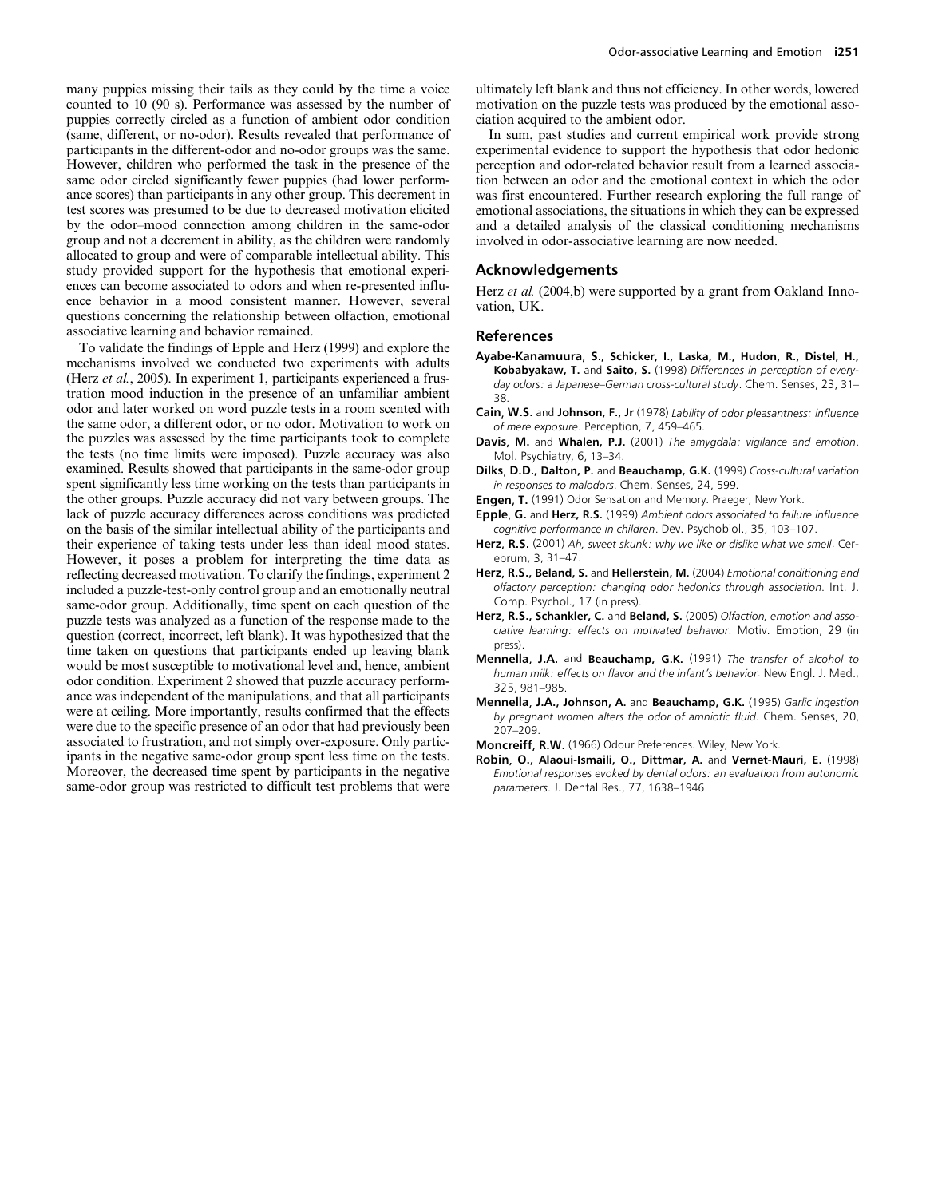many puppies missing their tails as they could by the time a voice counted to 10 (90 s). Performance was assessed by the number of puppies correctly circled as a function of ambient odor condition (same, different, or no-odor). Results revealed that performance of participants in the different-odor and no-odor groups was the same. However, children who performed the task in the presence of the same odor circled significantly fewer puppies (had lower performance scores) than participants in any other group. This decrement in test scores was presumed to be due to decreased motivation elicited by the odor–mood connection among children in the same-odor group and not a decrement in ability, as the children were randomly allocated to group and were of comparable intellectual ability. This study provided support for the hypothesis that emotional experiences can become associated to odors and when re-presented influence behavior in a mood consistent manner. However, several questions concerning the relationship between olfaction, emotional associative learning and behavior remained.

To validate the findings of Epple and Herz (1999) and explore the mechanisms involved we conducted two experiments with adults (Herz *et al.*, 2005). In experiment 1, participants experienced a frustration mood induction in the presence of an unfamiliar ambient odor and later worked on word puzzle tests in a room scented with the same odor, a different odor, or no odor. Motivation to work on the puzzles was assessed by the time participants took to complete the tests (no time limits were imposed). Puzzle accuracy was also examined. Results showed that participants in the same-odor group spent significantly less time working on the tests than participants in the other groups. Puzzle accuracy did not vary between groups. The lack of puzzle accuracy differences across conditions was predicted on the basis of the similar intellectual ability of the participants and their experience of taking tests under less than ideal mood states. However, it poses a problem for interpreting the time data as reflecting decreased motivation. To clarify the findings, experiment 2 included a puzzle-test-only control group and an emotionally neutral same-odor group. Additionally, time spent on each question of the puzzle tests was analyzed as a function of the response made to the question (correct, incorrect, left blank). It was hypothesized that the time taken on questions that participants ended up leaving blank would be most susceptible to motivational level and, hence, ambient odor condition. Experiment 2 showed that puzzle accuracy performance was independent of the manipulations, and that all participants were at ceiling. More importantly, results confirmed that the effects were due to the specific presence of an odor that had previously been associated to frustration, and not simply over-exposure. Only participants in the negative same-odor group spent less time on the tests. Moreover, the decreased time spent by participants in the negative same-odor group was restricted to difficult test problems that were ultimately left blank and thus not efficiency. In other words, lowered motivation on the puzzle tests was produced by the emotional association acquired to the ambient odor.

In sum, past studies and current empirical work provide strong experimental evidence to support the hypothesis that odor hedonic perception and odor-related behavior result from a learned association between an odor and the emotional context in which the odor was first encountered. Further research exploring the full range of emotional associations, the situations in which they can be expressed and a detailed analysis of the classical conditioning mechanisms involved in odor-associative learning are now needed.

## Acknowledgements

Herz *et al.* (2004,b) were supported by a grant from Oakland Innovation, UK.

## References

**Ayabe-Kanamuura, S., Schicker, I., Laska, M., Hudon, R., Distel, H., Kobabyakaw, T.** and **Saito, S.** (1998) *Differences in perception of everyday odors: a Japanese–German cross-cultural study*. Chem. Senses, 23, 31–38.

**Cain, W.S.** and **Johnson, F., Jr** (1978) *Lability of odor pleasantness: influence of mere exposure*. Perception, 7, 459–465.

**Davis, M.** and **Whalen, P.J.** (2001) *The amygdala: vigilance and emotion*. Mol. Psychiatry, 6, 13–34.

**Dilks, D.D., Dalton, P.** and **Beauchamp, G.K.** (1999) *Cross-cultural variation in responses to malodors*. Chem. Senses, 24, 599.

**Engen, T.** (1991) Odor Sensation and Memory. Praeger, New York.

**Epple, G.** and **Herz, R.S.** (1999) *Ambient odors associated to failure influence cognitive performance in children*. Dev. Psychobiol., 35, 103–107.

**Herz, R.S.** (2001) *Ah, sweet skunk: why we like or dislike what we smell*. Cerebrum, 3, 31–47.

**Herz, R.S., Beland, S.** and **Hellerstein, M.** (2004) *Emotional conditioning and olfactory perception: changing odor hedonics through association*. Int. J. Comp. Psychol., 17 (in press).

**Herz, R.S., Schankler, C.** and **Beland, S.** (2005) *Olfaction, emotion and associative learning: effects on motivated behavior*. Motiv. Emotion, 29 (in press).

**Mennella, J.A.** and **Beauchamp, G.K.** (1991) *The transfer of alcohol to human milk: effects on flavor and the infant's behavior*. New Engl. J. Med., 325, 981–985.

**Mennella, J.A., Johnson, A.** and **Beauchamp, G.K.** (1995) *Garlic ingestion by pregnant women alters the odor of amniotic fluid*. Chem. Senses, 20, 207–209.

**Moncreiff, R.W.** (1966) Odour Preferences. Wiley, New York.

**Robin, O., Alaoui-Ismaili, O., Dittmar, A.** and **Vernet-Mauri, E.** (1998) *Emotional responses evoked by dental odors: an evaluation from autonomic parameters*. J. Dental Res., 77, 1638–1946.